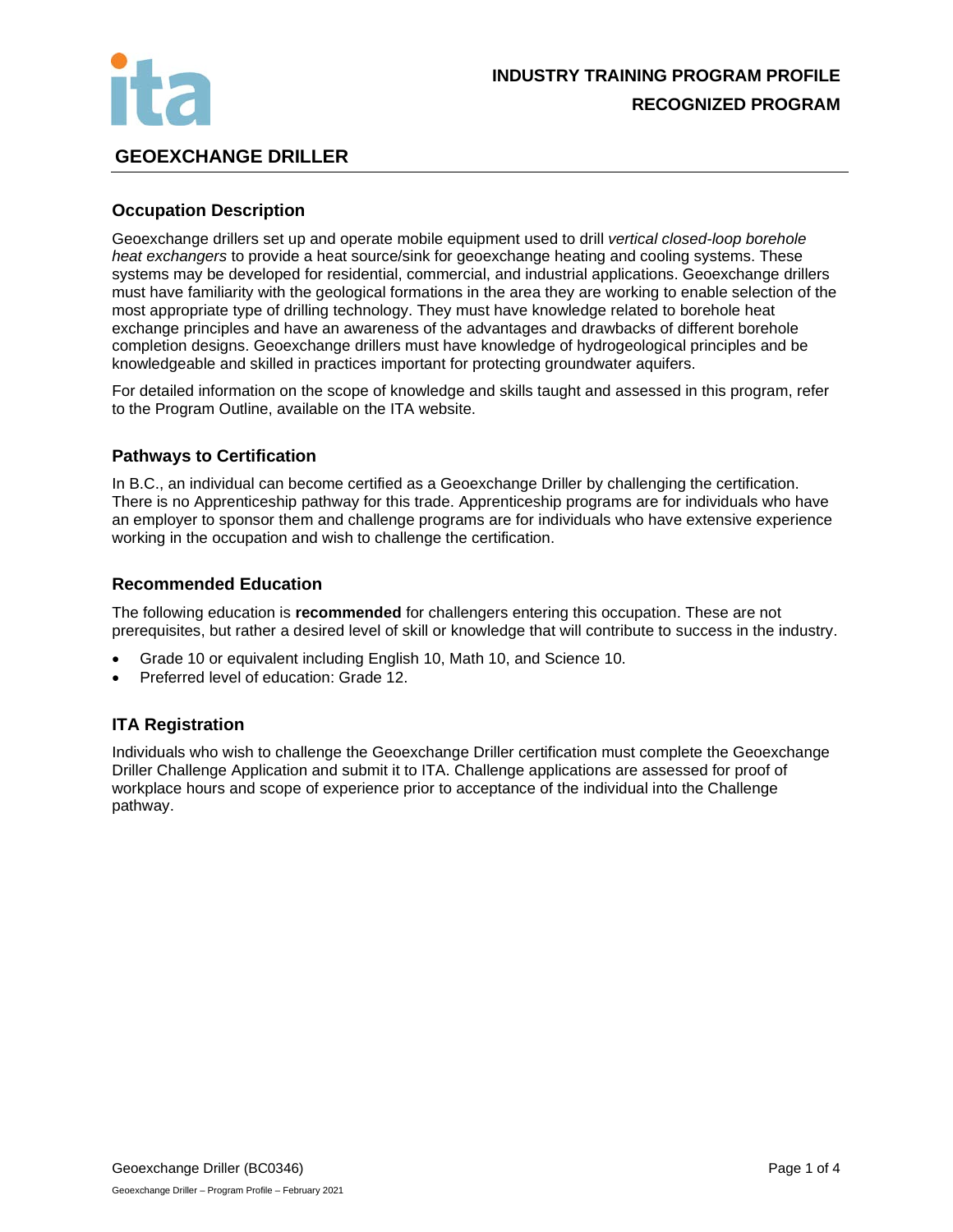**INDUSTRY TRAINING PROGRAM PROFILE**

**RECOGNIZED PROGRAM**

# GEOEXCHANGE DRILLER

## Occupation Description

Geoexchange drillers set up and operate mobile equipment used to drill *vertical closed-loop borehole heat exchangers* to provide a heat source/sink for geoexchange heating and cooling systems. These systems may be developed for residential, commercial, and industrial applications. Geoexchange drillers must have familiarity with the geological formations in the area they are working to enable selection of the most appropriate type of drilling technology. They must have knowledge related to borehole heat exchange principles and have an awareness of the advantages and drawbacks of different borehole completion designs. Geoexchange drillers must have knowledge of hydrogeological principles and be knowledgeable and skilled in practices important for protecting groundwater aquifers.

For detailed information on the scope of knowledge and skills taught and assessed in this program, refer to the Program Outline, available on the ITA website.

## Pathways to Certification

In B.C., an individual can become certified as a Geoexchange Driller by challenging the certification. There is no Apprenticeship pathway for this trade. Apprenticeship programs are for individuals who have an employer to sponsor them and challenge programs are for individuals who have extensive experience working in the occupation and wish to challenge the certification.

## Recommended Education

The following education is **recommended** for challengers entering this occupation. These are not prerequisites, but rather a desired level of skill or knowledge that will contribute to success in the industry.

- Grade 10 or equivalent including English 10, Math 10, and Science 10.
- Preferred level of education: Grade 12.

## ITA Registration

Individuals who wish to challenge the Geoexchange Driller certification must complete the Geoexchange Driller Challenge Application and submit it to ITA. Challenge applications are assessed for proof of workplace hours and scope of experience prior to acceptance of the individual into the Challenge pathway.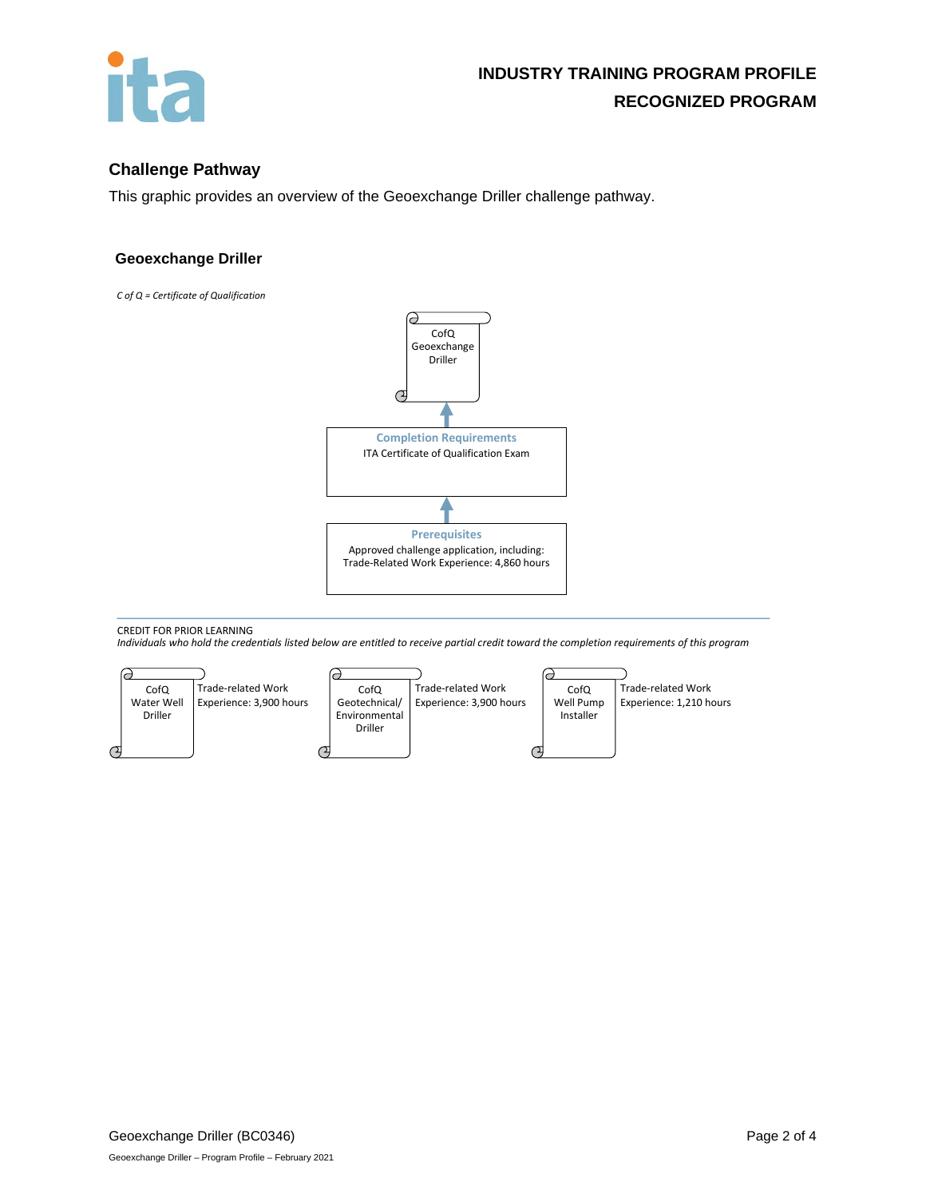## Challenge Pathway

This graphic provides an overview of the Geoexchange Driller challenge pathway.

### Geoexchange Driller

*C of Q = Certificate of Qualification*

CofQ Geoexchange Driller

↑

**Completion Requirements**

ITA Certificate of Qualification Exam

↑

**Prerequisites**

Approved challenge application, including:
Trade-Related Work Experience: 4,860 hours

---

CREDIT FOR PRIOR LEARNING

*Individuals who hold the credentials listed below are entitled to receive partial credit toward the completion requirements of this program*

| Credential | Credit |
|---|---|
| CofQ Water Well Driller | Trade-related Work Experience: 3,900 hours |
| CofQ Geotechnical/ Environmental Driller | Trade-related Work Experience: 3,900 hours |
| CofQ Well Pump Installer | Trade-related Work Experience: 1,210 hours |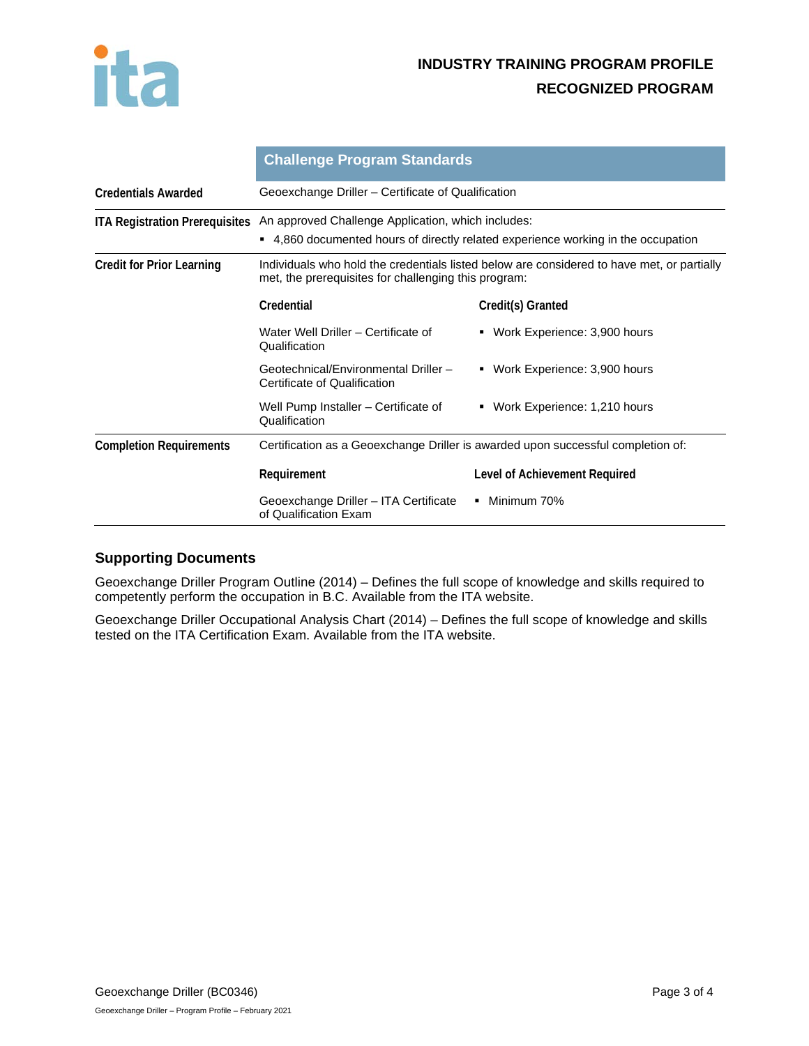## Challenge Program Standards

| | |
|---|---|
| **Credentials Awarded** | Geoexchange Driller – Certificate of Qualification |
| **ITA Registration Prerequisites** | An approved Challenge Application, which includes:<br>▪ 4,860 documented hours of directly related experience working in the occupation |
| **Credit for Prior Learning** | Individuals who hold the credentials listed below are considered to have met, or partially met, the prerequisites for challenging this program: |

| Credential | Credit(s) Granted |
|---|---|
| Water Well Driller – Certificate of Qualification | ▪ Work Experience: 3,900 hours |
| Geotechnical/Environmental Driller – Certificate of Qualification | ▪ Work Experience: 3,900 hours |
| Well Pump Installer – Certificate of Qualification | ▪ Work Experience: 1,210 hours |

**Completion Requirements**

Certification as a Geoexchange Driller is awarded upon successful completion of:

| Requirement | Level of Achievement Required |
|---|---|
| Geoexchange Driller – ITA Certificate of Qualification Exam | ▪ Minimum 70% |

### Supporting Documents

Geoexchange Driller Program Outline (2014) – Defines the full scope of knowledge and skills required to competently perform the occupation in B.C. Available from the ITA website.

Geoexchange Driller Occupational Analysis Chart (2014) – Defines the full scope of knowledge and skills tested on the ITA Certification Exam. Available from the ITA website.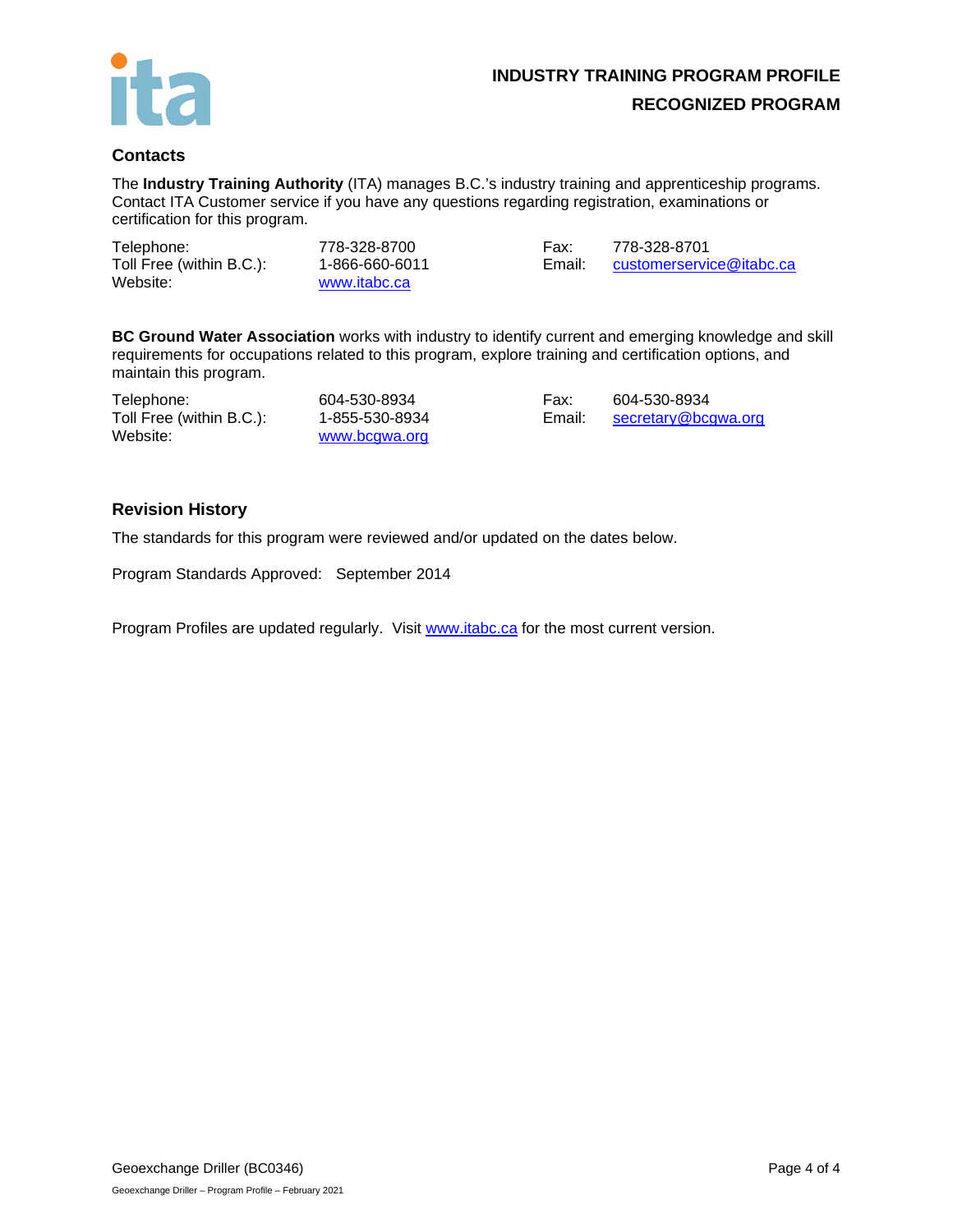**INDUSTRY TRAINING PROGRAM PROFILE**

**RECOGNIZED PROGRAM**

## Contacts

The **Industry Training Authority** (ITA) manages B.C.'s industry training and apprenticeship programs. Contact ITA Customer service if you have any questions regarding registration, examinations or certification for this program.

| | | | |
|---|---|---|---|
| Telephone: | 778-328-8700 | Fax: | 778-328-8701 |
| Toll Free (within B.C.): | 1-866-660-6011 | Email: | customerservice@itabc.ca |
| Website: | www.itabc.ca | | |

**BC Ground Water Association** works with industry to identify current and emerging knowledge and skill requirements for occupations related to this program, explore training and certification options, and maintain this program.

| | | | |
|---|---|---|---|
| Telephone: | 604-530-8934 | Fax: | 604-530-8934 |
| Toll Free (within B.C.): | 1-855-530-8934 | Email: | secretary@bcgwa.org |
| Website: | www.bcgwa.org | | |

## Revision History

The standards for this program were reviewed and/or updated on the dates below.

Program Standards Approved: September 2014

Program Profiles are updated regularly. Visit www.itabc.ca for the most current version.